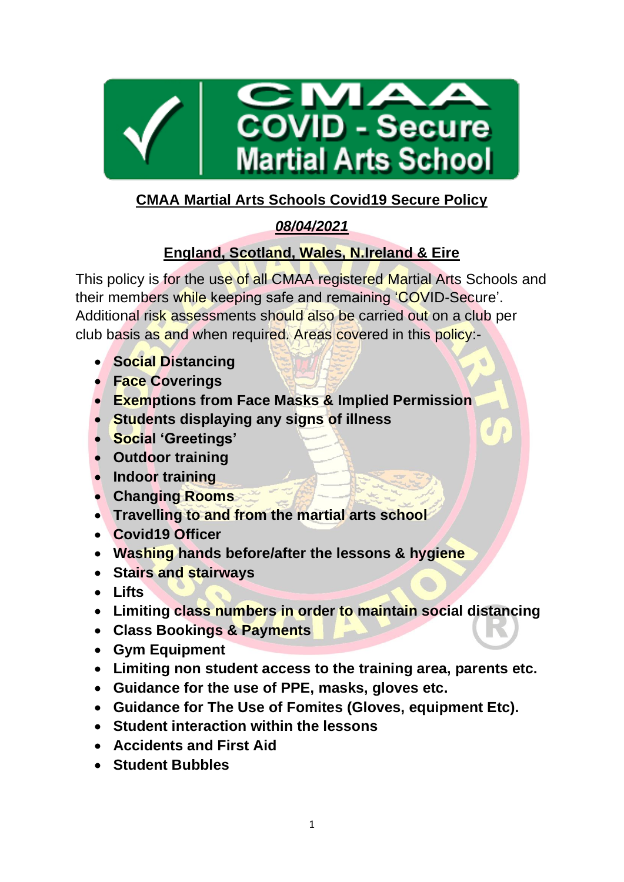# CMAA COVID - Secure Martial Arts School

## CMAA Martial Arts Schools Covid19 Secure Policy

***08/04/2021***

**England, Scotland, Wales, N.Ireland & Eire**

This policy is for the use of all CMAA registered Martial Arts Schools and their members while keeping safe and remaining 'COVID-Secure'. Additional risk assessments should also be carried out on a club per club basis as and when required. Areas covered in this policy:-

- **Social Distancing**
- **Face Coverings**
- **Exemptions from Face Masks & Implied Permission**
- **Students displaying any signs of illness**
- **Social 'Greetings'**
- **Outdoor training**
- **Indoor training**
- **Changing Rooms**
- **Travelling to and from the martial arts school**
- **Covid19 Officer**
- **Washing hands before/after the lessons & hygiene**
- **Stairs and stairways**
- **Lifts**
- **Limiting class numbers in order to maintain social distancing**
- **Class Bookings & Payments**
- **Gym Equipment**
- **Limiting non student access to the training area, parents etc.**
- **Guidance for the use of PPE, masks, gloves etc.**
- **Guidance for The Use of Fomites (Gloves, equipment Etc).**
- **Student interaction within the lessons**
- **Accidents and First Aid**
- **Student Bubbles**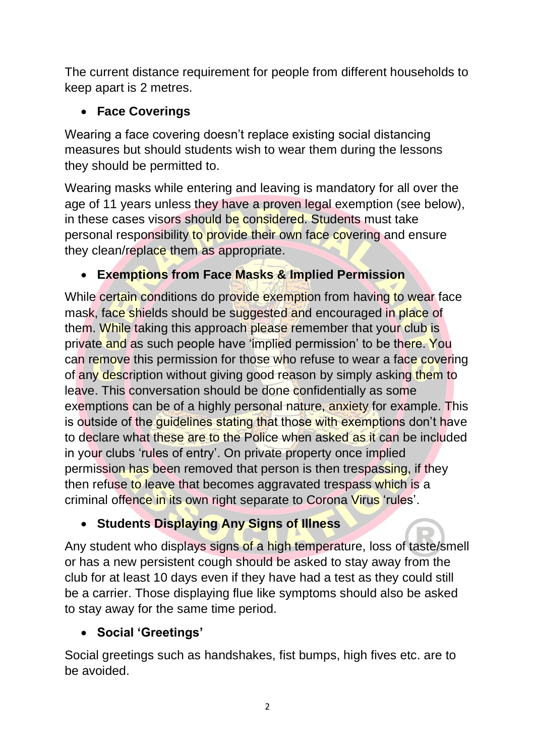The current distance requirement for people from different households to keep apart is 2 metres.

- **Face Coverings**

Wearing a face covering doesn't replace existing social distancing measures but should students wish to wear them during the lessons they should be permitted to.

Wearing masks while entering and leaving is mandatory for all over the age of 11 years unless they have a proven legal exemption (see below), in these cases visors should be considered. Students must take personal responsibility to provide their own face covering and ensure they clean/replace them as appropriate.

- **Exemptions from Face Masks & Implied Permission**

While certain conditions do provide exemption from having to wear face mask, face shields should be suggested and encouraged in place of them. While taking this approach please remember that your club is private and as such people have 'implied permission' to be there. You can remove this permission for those who refuse to wear a face covering of any description without giving good reason by simply asking them to leave. This conversation should be done confidentially as some exemptions can be of a highly personal nature, anxiety for example. This is outside of the guidelines stating that those with exemptions don't have to declare what these are to the Police when asked as it can be included in your clubs 'rules of entry'. On private property once implied permission has been removed that person is then trespassing, if they then refuse to leave that becomes aggravated trespass which is a criminal offence in its own right separate to Corona Virus 'rules'.

- **Students Displaying Any Signs of Illness**

Any student who displays signs of a high temperature, loss of taste/smell or has a new persistent cough should be asked to stay away from the club for at least 10 days even if they have had a test as they could still be a carrier. Those displaying flue like symptoms should also be asked to stay away for the same time period.

- **Social 'Greetings'**

Social greetings such as handshakes, fist bumps, high fives etc. are to be avoided.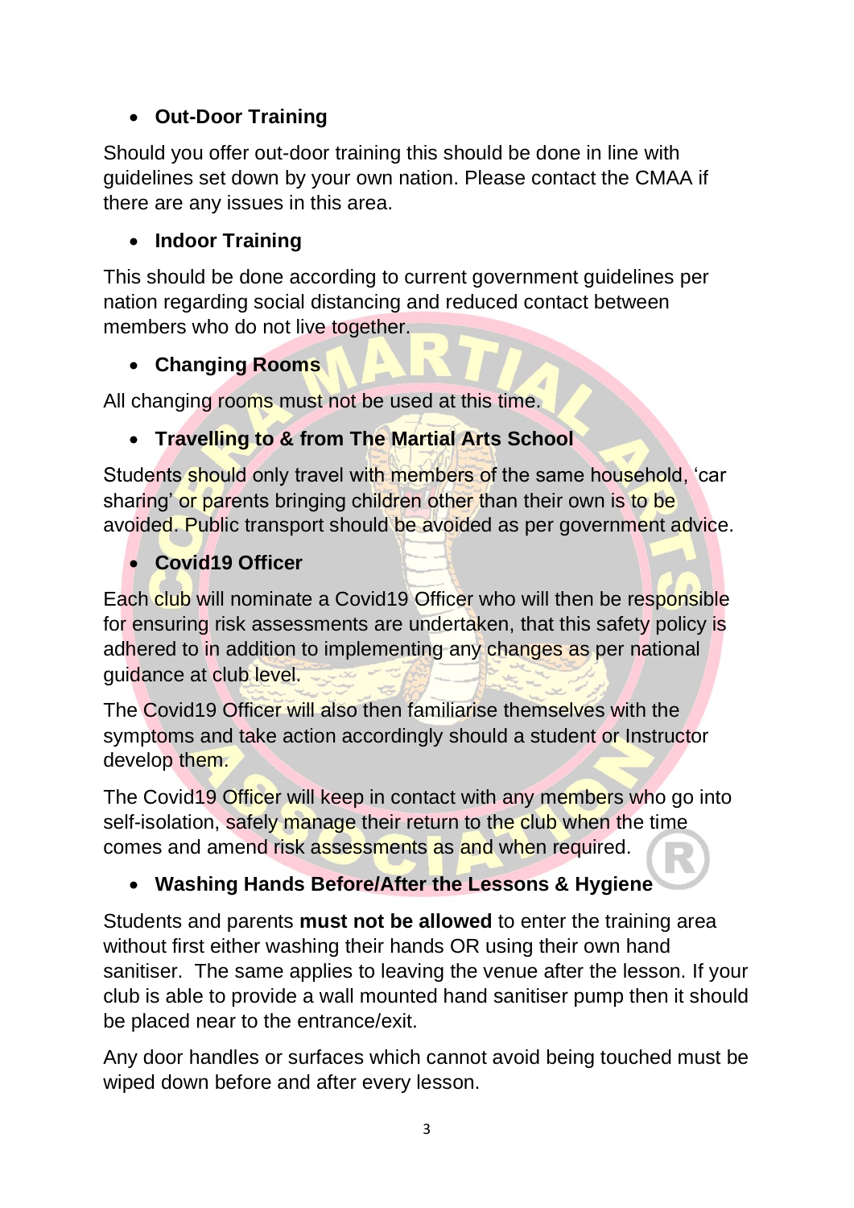- **Out-Door Training**

Should you offer out-door training this should be done in line with guidelines set down by your own nation. Please contact the CMAA if there are any issues in this area.

- **Indoor Training**

This should be done according to current government guidelines per nation regarding social distancing and reduced contact between members who do not live together.

- **Changing Rooms**

All changing rooms must not be used at this time.

- **Travelling to & from The Martial Arts School**

Students should only travel with members of the same household, 'car sharing' or parents bringing children other than their own is to be avoided. Public transport should be avoided as per government advice.

- **Covid19 Officer**

Each club will nominate a Covid19 Officer who will then be responsible for ensuring risk assessments are undertaken, that this safety policy is adhered to in addition to implementing any changes as per national guidance at club level.

The Covid19 Officer will also then familiarise themselves with the symptoms and take action accordingly should a student or Instructor develop them.

The Covid19 Officer will keep in contact with any members who go into self-isolation, safely manage their return to the club when the time comes and amend risk assessments as and when required.

- **Washing Hands Before/After the Lessons & Hygiene**

Students and parents **must not be allowed** to enter the training area without first either washing their hands OR using their own hand sanitiser. The same applies to leaving the venue after the lesson. If your club is able to provide a wall mounted hand sanitiser pump then it should be placed near to the entrance/exit.

Any door handles or surfaces which cannot avoid being touched must be wiped down before and after every lesson.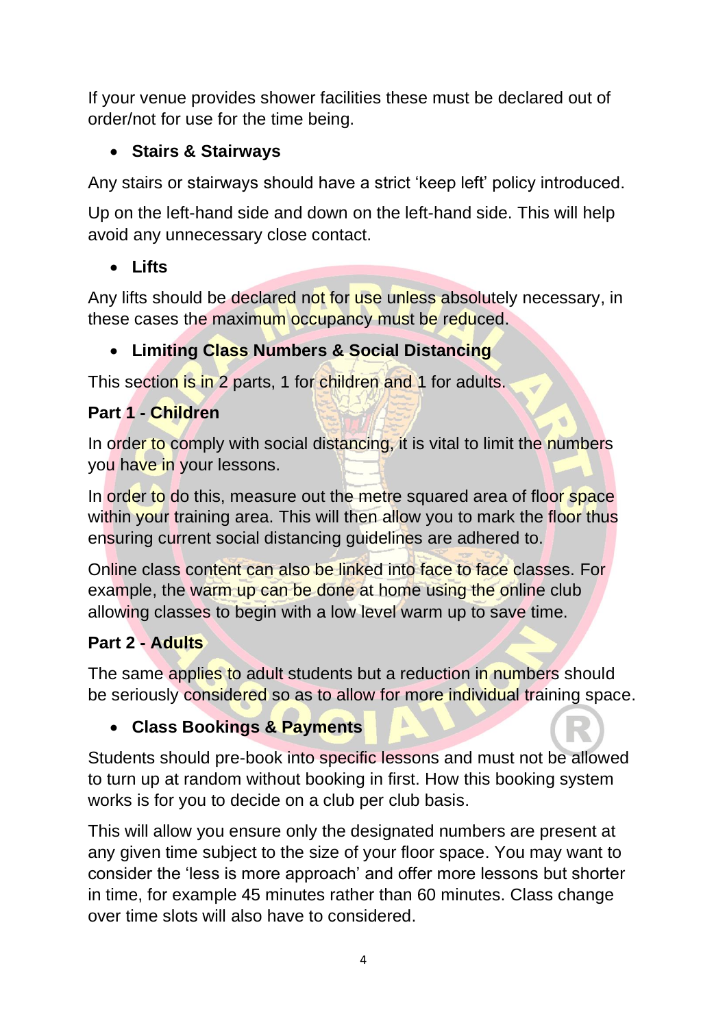If your venue provides shower facilities these must be declared out of order/not for use for the time being.

- **Stairs & Stairways**

Any stairs or stairways should have a strict 'keep left' policy introduced.

Up on the left-hand side and down on the left-hand side. This will help avoid any unnecessary close contact.

- **Lifts**

Any lifts should be declared not for use unless absolutely necessary, in these cases the maximum occupancy must be reduced.

- **Limiting Class Numbers & Social Distancing**

This section is in 2 parts, 1 for children and 1 for adults.

**Part 1 - Children**

In order to comply with social distancing, it is vital to limit the numbers you have in your lessons.

In order to do this, measure out the metre squared area of floor space within your training area. This will then allow you to mark the floor thus ensuring current social distancing guidelines are adhered to.

Online class content can also be linked into face to face classes. For example, the warm up can be done at home using the online club allowing classes to begin with a low level warm up to save time.

**Part 2 - Adults**

The same applies to adult students but a reduction in numbers should be seriously considered so as to allow for more individual training space.

- **Class Bookings & Payments**

Students should pre-book into specific lessons and must not be allowed to turn up at random without booking in first. How this booking system works is for you to decide on a club per club basis.

This will allow you ensure only the designated numbers are present at any given time subject to the size of your floor space. You may want to consider the 'less is more approach' and offer more lessons but shorter in time, for example 45 minutes rather than 60 minutes. Class change over time slots will also have to considered.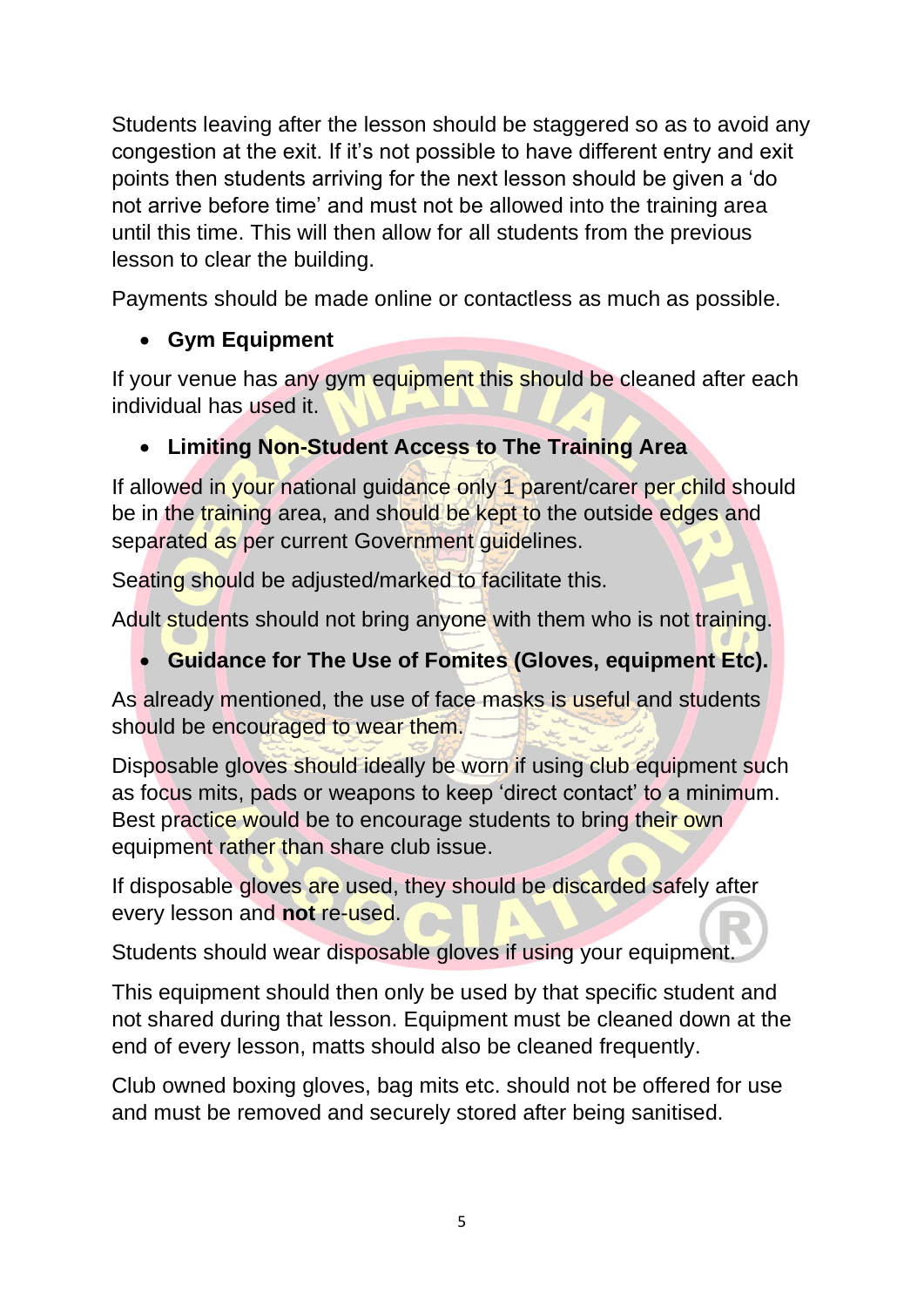Students leaving after the lesson should be staggered so as to avoid any congestion at the exit. If it's not possible to have different entry and exit points then students arriving for the next lesson should be given a 'do not arrive before time' and must not be allowed into the training area until this time. This will then allow for all students from the previous lesson to clear the building.

Payments should be made online or contactless as much as possible.

- **Gym Equipment**

If your venue has any gym equipment this should be cleaned after each individual has used it.

- **Limiting Non-Student Access to The Training Area**

If allowed in your national guidance only 1 parent/carer per child should be in the training area, and should be kept to the outside edges and separated as per current Government guidelines.

Seating should be adjusted/marked to facilitate this.

Adult students should not bring anyone with them who is not training.

- **Guidance for The Use of Fomites (Gloves, equipment Etc).**

As already mentioned, the use of face masks is useful and students should be encouraged to wear them.

Disposable gloves should ideally be worn if using club equipment such as focus mits, pads or weapons to keep 'direct contact' to a minimum. Best practice would be to encourage students to bring their own equipment rather than share club issue.

If disposable gloves are used, they should be discarded safely after every lesson and **not** re-used.

Students should wear disposable gloves if using your equipment.

This equipment should then only be used by that specific student and not shared during that lesson. Equipment must be cleaned down at the end of every lesson, matts should also be cleaned frequently.

Club owned boxing gloves, bag mits etc. should not be offered for use and must be removed and securely stored after being sanitised.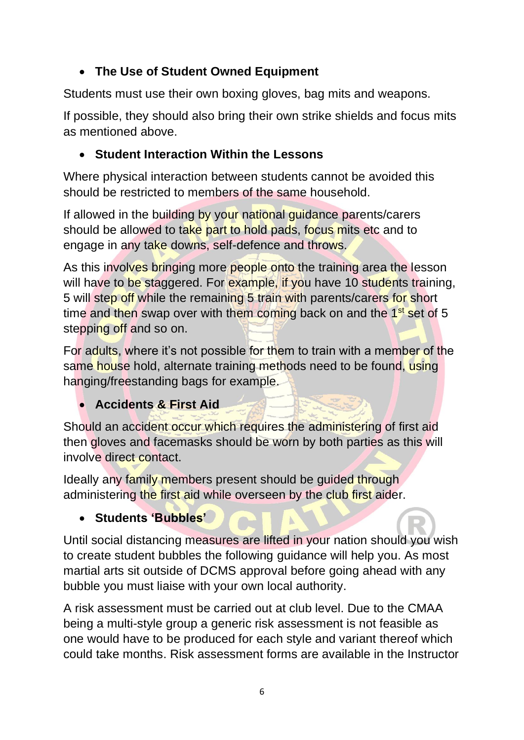- **The Use of Student Owned Equipment**

Students must use their own boxing gloves, bag mits and weapons.

If possible, they should also bring their own strike shields and focus mits as mentioned above.

- **Student Interaction Within the Lessons**

Where physical interaction between students cannot be avoided this should be restricted to members of the same household.

If allowed in the building by your national guidance parents/carers should be allowed to take part to hold pads, focus mits etc and to engage in any take downs, self-defence and throws.

As this involves bringing more people onto the training area the lesson will have to be staggered. For example, if you have 10 students training, 5 will step off while the remaining 5 train with parents/carers for short time and then swap over with them coming back on and the 1st set of 5 stepping off and so on.

For adults, where it's not possible for them to train with a member of the same house hold, alternate training methods need to be found, using hanging/freestanding bags for example.

- **Accidents & First Aid**

Should an accident occur which requires the administering of first aid then gloves and facemasks should be worn by both parties as this will involve direct contact.

Ideally any family members present should be guided through administering the first aid while overseen by the club first aider.

- **Students 'Bubbles'**

Until social distancing measures are lifted in your nation should you wish to create student bubbles the following guidance will help you. As most martial arts sit outside of DCMS approval before going ahead with any bubble you must liaise with your own local authority.

A risk assessment must be carried out at club level. Due to the CMAA being a multi-style group a generic risk assessment is not feasible as one would have to be produced for each style and variant thereof which could take months. Risk assessment forms are available in the Instructor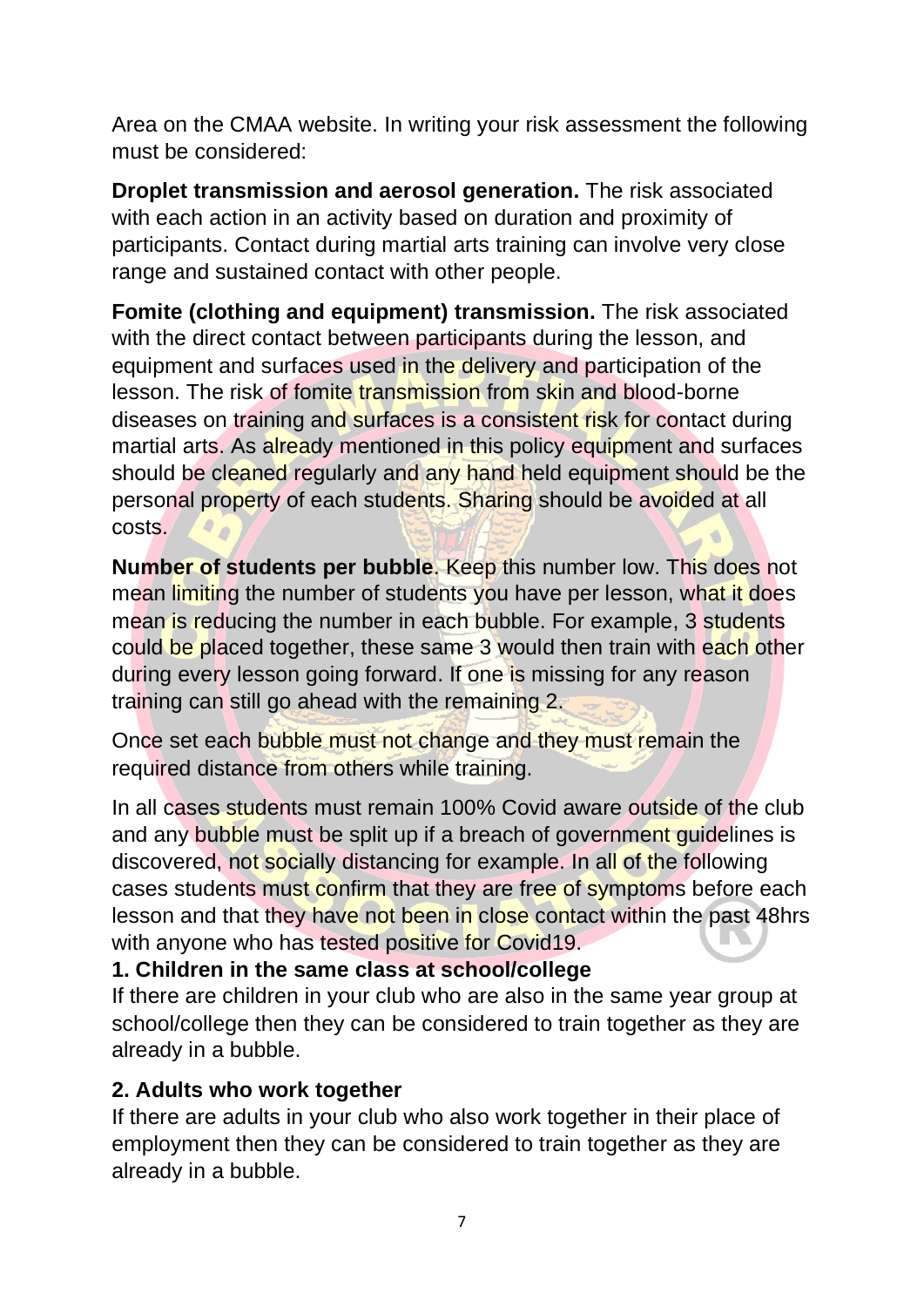Area on the CMAA website. In writing your risk assessment the following must be considered:

**Droplet transmission and aerosol generation.** The risk associated with each action in an activity based on duration and proximity of participants. Contact during martial arts training can involve very close range and sustained contact with other people.

**Fomite (clothing and equipment) transmission.** The risk associated with the direct contact between participants during the lesson, and equipment and surfaces used in the delivery and participation of the lesson. The risk of fomite transmission from skin and blood-borne diseases on training and surfaces is a consistent risk for contact during martial arts. As already mentioned in this policy equipment and surfaces should be cleaned regularly and any hand held equipment should be the personal property of each students. Sharing should be avoided at all costs.

**Number of students per bubble**. Keep this number low. This does not mean limiting the number of students you have per lesson, what it does mean is reducing the number in each bubble. For example, 3 students could be placed together, these same 3 would then train with each other during every lesson going forward. If one is missing for any reason training can still go ahead with the remaining 2.

Once set each bubble must not change and they must remain the required distance from others while training.

In all cases students must remain 100% Covid aware outside of the club and any bubble must be split up if a breach of government guidelines is discovered, not socially distancing for example. In all of the following cases students must confirm that they are free of symptoms before each lesson and that they have not been in close contact within the past 48hrs with anyone who has tested positive for Covid19.

**1. Children in the same class at school/college**

If there are children in your club who are also in the same year group at school/college then they can be considered to train together as they are already in a bubble.

**2. Adults who work together**

If there are adults in your club who also work together in their place of employment then they can be considered to train together as they are already in a bubble.